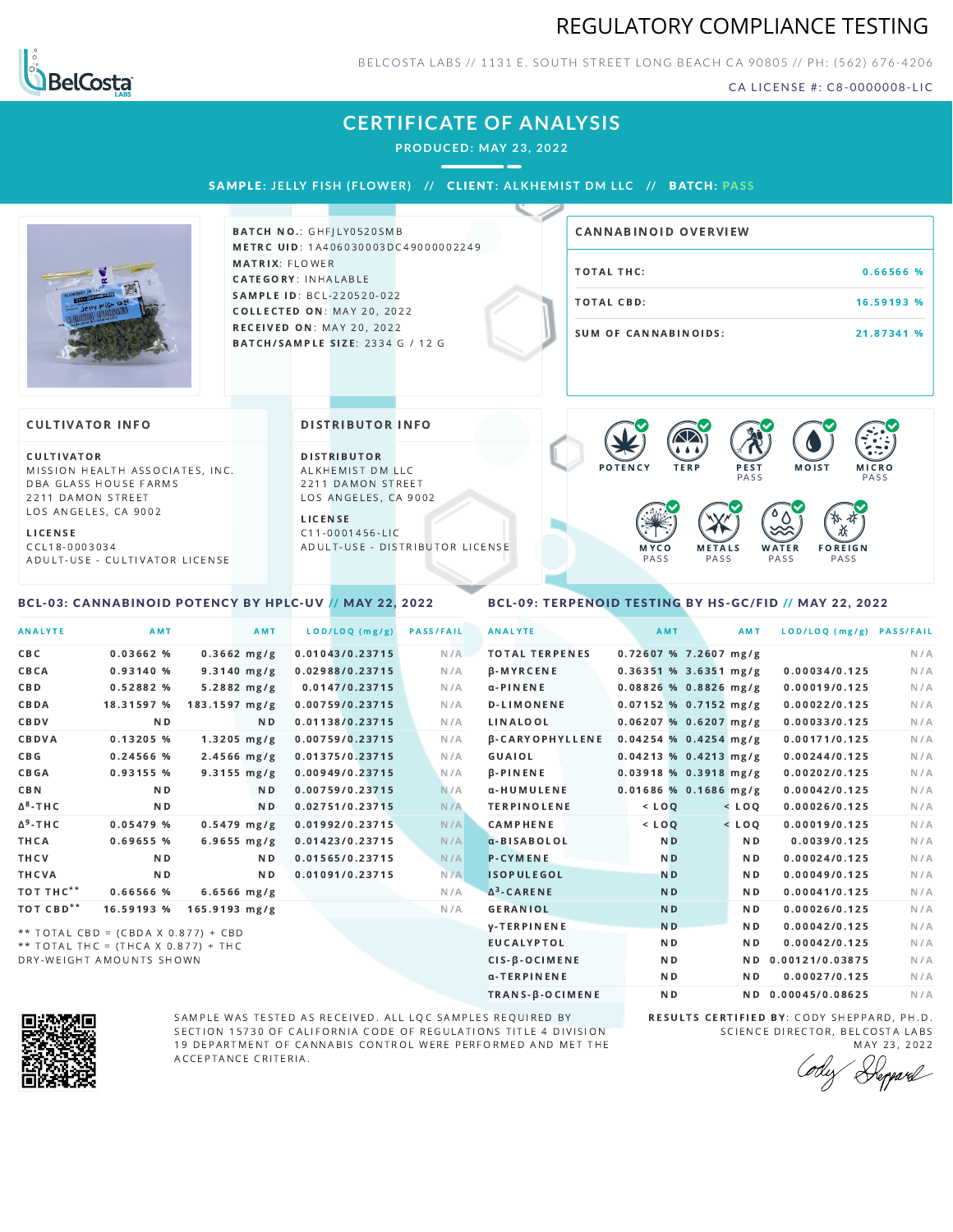# REGULATORY COMPLIANCE TESTING

BELCOSTA LABS // 1131 E. SOUTH STREET LONG BEACH CA 90805 // PH: (562) 676-4206

CA LICENSE #: C8-0000008-LIC

## CERTIFICATE OF ANALYSIS

**PRODUCED: MAY 23, 2022**

**SAMPLE:** JELLY FISH (FLOWER) // **CLIENT:** ALKHEMIST DM LLC // **BATCH:** PASS

**BATCH NO.**: GHFJLY0520SMB
**METRC UID**: 1A406030003DC49000002249
**MATRIX**: FLOWER
**CATEGORY**: INHALABLE
**SAMPLE ID**: BCL-220520-022
**COLLECTED ON**: MAY 20, 2022
**RECEIVED ON**: MAY 20, 2022
**BATCH/SAMPLE SIZE**: 2334 G / 12 G

### CANNABINOID OVERVIEW

| | |
|---|---|
| TOTAL THC: | 0.66566 % |
| TOTAL CBD: | 16.59193 % |
| SUM OF CANNABINOIDS: | 21.87341 % |

### CULTIVATOR INFO

**CULTIVATOR**
MISSION HEALTH ASSOCIATES, INC.
DBA GLASS HOUSE FARMS
2211 DAMON STREET
LOS ANGELES, CA 9002

**LICENSE**
CCL18-0003034
ADULT-USE - CULTIVATOR LICENSE

### DISTRIBUTOR INFO

**DISTRIBUTOR**
ALKHEMIST DM LLC
2211 DAMON STREET
LOS ANGELES, CA 9002

**LICENSE**
C11-0001456-LIC
ADULT-USE - DISTRIBUTOR LICENSE

POTENCY | TERP | PEST PASS | MOIST | MICRO PASS | MYCO PASS | METALS PASS | WATER PASS | FOREIGN PASS

### BCL-03: CANNABINOID POTENCY BY HPLC-UV // MAY 22, 2022

| ANALYTE | AMT | AMT | LOD/LOQ (mg/g) | PASS/FAIL |
|---|---|---|---|---|
| CBC | 0.03662 % | 0.3662 mg/g | 0.01043/0.23715 | N/A |
| CBCA | 0.93140 % | 9.3140 mg/g | 0.02988/0.23715 | N/A |
| CBD | 0.52882 % | 5.2882 mg/g | 0.0147/0.23715 | N/A |
| CBDA | 18.31597 % | 183.1597 mg/g | 0.00759/0.23715 | N/A |
| CBDV | ND | ND | 0.01138/0.23715 | N/A |
| CBDVA | 0.13205 % | 1.3205 mg/g | 0.00759/0.23715 | N/A |
| CBG | 0.24566 % | 2.4566 mg/g | 0.01375/0.23715 | N/A |
| CBGA | 0.93155 % | 9.3155 mg/g | 0.00949/0.23715 | N/A |
| CBN | ND | ND | 0.00759/0.23715 | N/A |
| Δ8-THC | ND | ND | 0.02751/0.23715 | N/A |
| Δ9-THC | 0.05479 % | 0.5479 mg/g | 0.01992/0.23715 | N/A |
| THCA | 0.69655 % | 6.9655 mg/g | 0.01423/0.23715 | N/A |
| THCV | ND | ND | 0.01565/0.23715 | N/A |
| THCVA | ND | ND | 0.01091/0.23715 | N/A |
| TOT THC** | 0.66566 % | 6.6566 mg/g | | N/A |
| TOT CBD** | 16.59193 % | 165.9193 mg/g | | N/A |

** TOTAL CBD = (CBDA X 0.877) + CBD
** TOTAL THC = (THCA X 0.877) + THC
DRY-WEIGHT AMOUNTS SHOWN

### BCL-09: TERPENOID TESTING BY HS-GC/FID // MAY 22, 2022

| ANALYTE | AMT | AMT | LOD/LOQ (mg/g) | PASS/FAIL |
|---|---|---|---|---|
| TOTAL TERPENES | 0.72607 % | 7.2607 mg/g | | N/A |
| β-MYRCENE | 0.36351 % | 3.6351 mg/g | 0.00034/0.125 | N/A |
| α-PINENE | 0.08826 % | 0.8826 mg/g | 0.00019/0.125 | N/A |
| D-LIMONENE | 0.07152 % | 0.7152 mg/g | 0.00022/0.125 | N/A |
| LINALOOL | 0.06207 % | 0.6207 mg/g | 0.00033/0.125 | N/A |
| β-CARYOPHYLLENE | 0.04254 % | 0.4254 mg/g | 0.00171/0.125 | N/A |
| GUAIOL | 0.04213 % | 0.4213 mg/g | 0.00244/0.125 | N/A |
| β-PINENE | 0.03918 % | 0.3918 mg/g | 0.00202/0.125 | N/A |
| α-HUMULENE | 0.01686 % | 0.1686 mg/g | 0.00042/0.125 | N/A |
| TERPINOLENE | < LOQ | < LOQ | 0.00026/0.125 | N/A |
| CAMPHENE | < LOQ | < LOQ | 0.00019/0.125 | N/A |
| α-BISABOLOL | ND | ND | 0.0039/0.125 | N/A |
| P-CYMENE | ND | ND | 0.00024/0.125 | N/A |
| ISOPULEGOL | ND | ND | 0.00049/0.125 | N/A |
| Δ3-CARENE | ND | ND | 0.00041/0.125 | N/A |
| GERANIOL | ND | ND | 0.00026/0.125 | N/A |
| γ-TERPINENE | ND | ND | 0.00042/0.125 | N/A |
| EUCALYPTOL | ND | ND | 0.00042/0.125 | N/A |
| CIS-β-OCIMENE | ND | ND | 0.00121/0.03875 | N/A |
| α-TERPINENE | ND | ND | 0.00027/0.125 | N/A |
| TRANS-β-OCIMENE | ND | ND | 0.00045/0.08625 | N/A |

SAMPLE WAS TESTED AS RECEIVED. ALL LQC SAMPLES REQUIRED BY SECTION 15730 OF CALIFORNIA CODE OF REGULATIONS TITLE 4 DIVISION 19 DEPARTMENT OF CANNABIS CONTROL WERE PERFORMED AND MET THE ACCEPTANCE CRITERIA.

**RESULTS CERTIFIED BY**: CODY SHEPPARD, PH.D.
SCIENCE DIRECTOR, BELCOSTA LABS
MAY 23, 2022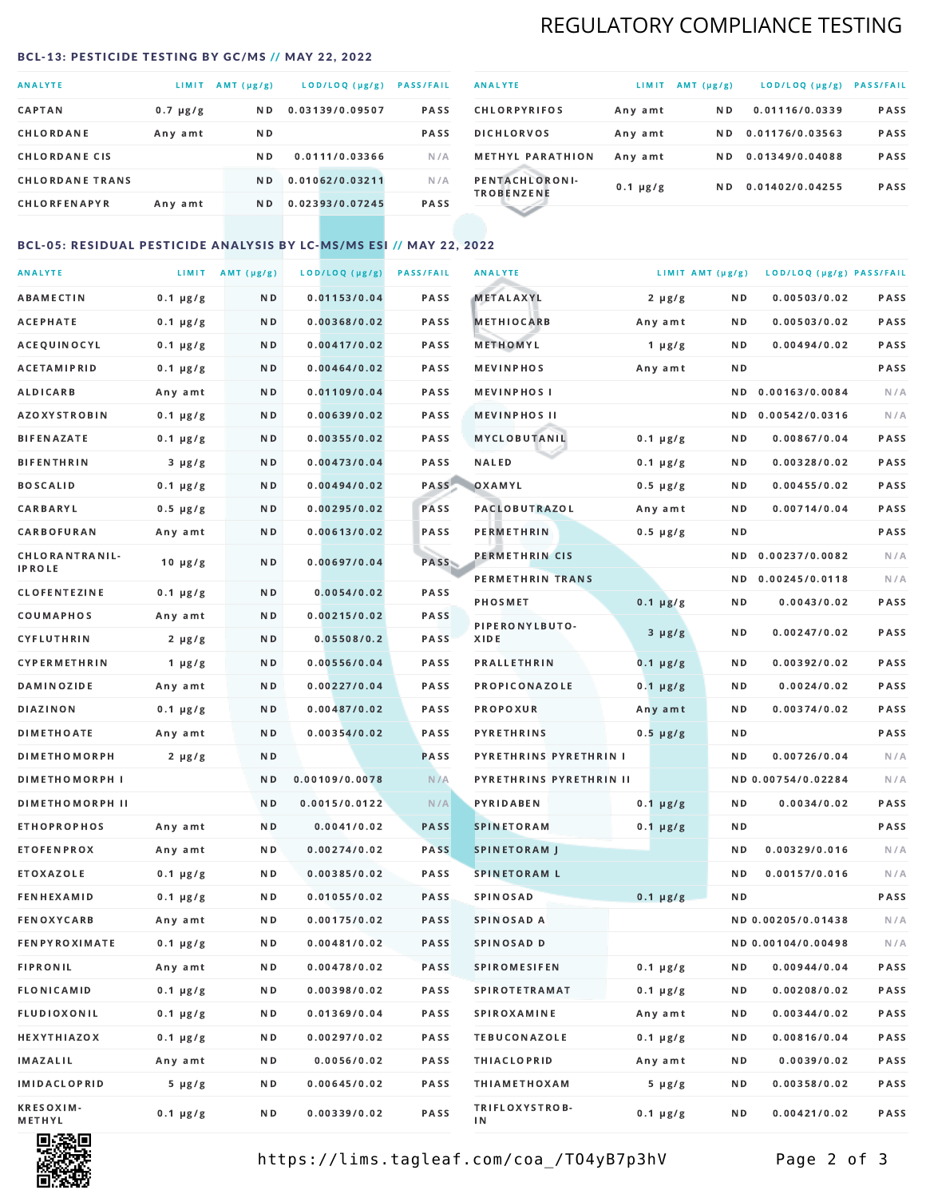# REGULATORY COMPLIANCE TESTING

## BCL-13: PESTICIDE TESTING BY GC/MS // MAY 22, 2022

| ANALYTE | LIMIT | AMT (μg/g) | LOD/LOQ (μg/g) | PASS/FAIL |
|---|---|---|---|---|
| CAPTAN | 0.7 μg/g | ND | 0.03139/0.09507 | PASS |
| CHLORDANE | Any amt | ND | | PASS |
| CHLORDANE CIS | | ND | 0.0111/0.03366 | N/A |
| CHLORDANE TRANS | | ND | 0.01062/0.03211 | N/A |
| CHLORFENAPYR | Any amt | ND | 0.02393/0.07245 | PASS |
| CHLORPYRIFOS | Any amt | ND | 0.01116/0.0339 | PASS |
| DICHLORVOS | Any amt | ND | 0.01176/0.03563 | PASS |
| METHYL PARATHION | Any amt | ND | 0.01349/0.04088 | PASS |
| PENTACHLORONITROBENZENE | 0.1 μg/g | ND | 0.01402/0.04255 | PASS |

## BCL-05: RESIDUAL PESTICIDE ANALYSIS BY LC-MS/MS ESI // MAY 22, 2022

| ANALYTE | LIMIT | AMT (μg/g) | LOD/LOQ (μg/g) | PASS/FAIL |
|---|---|---|---|---|
| ABAMECTIN | 0.1 μg/g | ND | 0.01153/0.04 | PASS |
| ACEPHATE | 0.1 μg/g | ND | 0.00368/0.02 | PASS |
| ACEQUINOCYL | 0.1 μg/g | ND | 0.00417/0.02 | PASS |
| ACETAMIPRID | 0.1 μg/g | ND | 0.00464/0.02 | PASS |
| ALDICARB | Any amt | ND | 0.01109/0.04 | PASS |
| AZOXYSTROBIN | 0.1 μg/g | ND | 0.00639/0.02 | PASS |
| BIFENAZATE | 0.1 μg/g | ND | 0.00355/0.02 | PASS |
| BIFENTHRIN | 3 μg/g | ND | 0.00473/0.04 | PASS |
| BOSCALID | 0.1 μg/g | ND | 0.00494/0.02 | PASS |
| CARBARYL | 0.5 μg/g | ND | 0.00295/0.02 | PASS |
| CARBOFURAN | Any amt | ND | 0.00613/0.02 | PASS |
| CHLORANTRANILIPROLE | 10 μg/g | ND | 0.00697/0.04 | PASS |
| CLOFENTEZINE | 0.1 μg/g | ND | 0.0054/0.02 | PASS |
| COUMAPHOS | Any amt | ND | 0.00215/0.02 | PASS |
| CYFLUTHRIN | 2 μg/g | ND | 0.05508/0.2 | PASS |
| CYPERMETHRIN | 1 μg/g | ND | 0.00556/0.04 | PASS |
| DAMINOZIDE | Any amt | ND | 0.00227/0.04 | PASS |
| DIAZINON | 0.1 μg/g | ND | 0.00487/0.02 | PASS |
| DIMETHOATE | Any amt | ND | 0.00354/0.02 | PASS |
| DIMETHOMORPH | 2 μg/g | ND | | PASS |
| DIMETHOMORPH I | | ND | 0.00109/0.0078 | N/A |
| DIMETHOMORPH II | | ND | 0.0015/0.0122 | N/A |
| ETHOPROPHOS | Any amt | ND | 0.0041/0.02 | PASS |
| ETOFENPROX | Any amt | ND | 0.00274/0.02 | PASS |
| ETOXAZOLE | 0.1 μg/g | ND | 0.00385/0.02 | PASS |
| FENHEXAMID | 0.1 μg/g | ND | 0.01055/0.02 | PASS |
| FENOXYCARB | Any amt | ND | 0.00175/0.02 | PASS |
| FENPYROXIMATE | 0.1 μg/g | ND | 0.00481/0.02 | PASS |
| FIPRONIL | Any amt | ND | 0.00478/0.02 | PASS |
| FLONICAMID | 0.1 μg/g | ND | 0.00398/0.02 | PASS |
| FLUDIOXONIL | 0.1 μg/g | ND | 0.01369/0.04 | PASS |
| HEXYTHIAZOX | 0.1 μg/g | ND | 0.00297/0.02 | PASS |
| IMAZALIL | Any amt | ND | 0.0056/0.02 | PASS |
| IMIDACLOPRID | 5 μg/g | ND | 0.00645/0.02 | PASS |
| KRESOXIM-METHYL | 0.1 μg/g | ND | 0.00339/0.02 | PASS |
| METALAXYL | 2 μg/g | ND | 0.00503/0.02 | PASS |
| METHIOCARB | Any amt | ND | 0.00503/0.02 | PASS |
| METHOMYL | 1 μg/g | ND | 0.00494/0.02 | PASS |
| MEVINPHOS | Any amt | ND | | PASS |
| MEVINPHOS I | | ND | 0.00163/0.0084 | N/A |
| MEVINPHOS II | | ND | 0.00542/0.0316 | N/A |
| MYCLOBUTANIL | 0.1 μg/g | ND | 0.00867/0.04 | PASS |
| NALED | 0.1 μg/g | ND | 0.00328/0.02 | PASS |
| OXAMYL | 0.5 μg/g | ND | 0.00455/0.02 | PASS |
| PACLOBUTRAZOL | Any amt | ND | 0.00714/0.04 | PASS |
| PERMETHRIN | 0.5 μg/g | ND | | PASS |
| PERMETHRIN CIS | | ND | 0.00237/0.0082 | N/A |
| PERMETHRIN TRANS | | ND | 0.00245/0.0118 | N/A |
| PHOSMET | 0.1 μg/g | ND | 0.0043/0.02 | PASS |
| PIPERONYLBUTOXIDE | 3 μg/g | ND | 0.00247/0.02 | PASS |
| PRALLETHRIN | 0.1 μg/g | ND | 0.00392/0.02 | PASS |
| PROPICONAZOLE | 0.1 μg/g | ND | 0.0024/0.02 | PASS |
| PROPOXUR | Any amt | ND | 0.00374/0.02 | PASS |
| PYRETHRINS | 0.5 μg/g | ND | | PASS |
| PYRETHRINS PYRETHRIN I | | ND | 0.00726/0.04 | N/A |
| PYRETHRINS PYRETHRIN II | | ND | 0.00754/0.02284 | N/A |
| PYRIDABEN | 0.1 μg/g | ND | 0.0034/0.02 | PASS |
| SPINETORAM | 0.1 μg/g | ND | | PASS |
| SPINETORAM J | | ND | 0.00329/0.016 | N/A |
| SPINETORAM L | | ND | 0.00157/0.016 | N/A |
| SPINOSAD | 0.1 μg/g | ND | | PASS |
| SPINOSAD A | | ND | 0.00205/0.01438 | N/A |
| SPINOSAD D | | ND | 0.00104/0.00498 | N/A |
| SPIROMESIFEN | 0.1 μg/g | ND | 0.00944/0.04 | PASS |
| SPIROTETRAMAT | 0.1 μg/g | ND | 0.00208/0.02 | PASS |
| SPIROXAMINE | Any amt | ND | 0.00344/0.02 | PASS |
| TEBUCONAZOLE | 0.1 μg/g | ND | 0.00816/0.04 | PASS |
| THIACLOPRID | Any amt | ND | 0.0039/0.02 | PASS |
| THIAMETHOXAM | 5 μg/g | ND | 0.00358/0.02 | PASS |
| TRIFLOXYSTROBIN | 0.1 μg/g | ND | 0.00421/0.02 | PASS |

https://lims.tagleaf.com/coa_/TO4yB7p3hV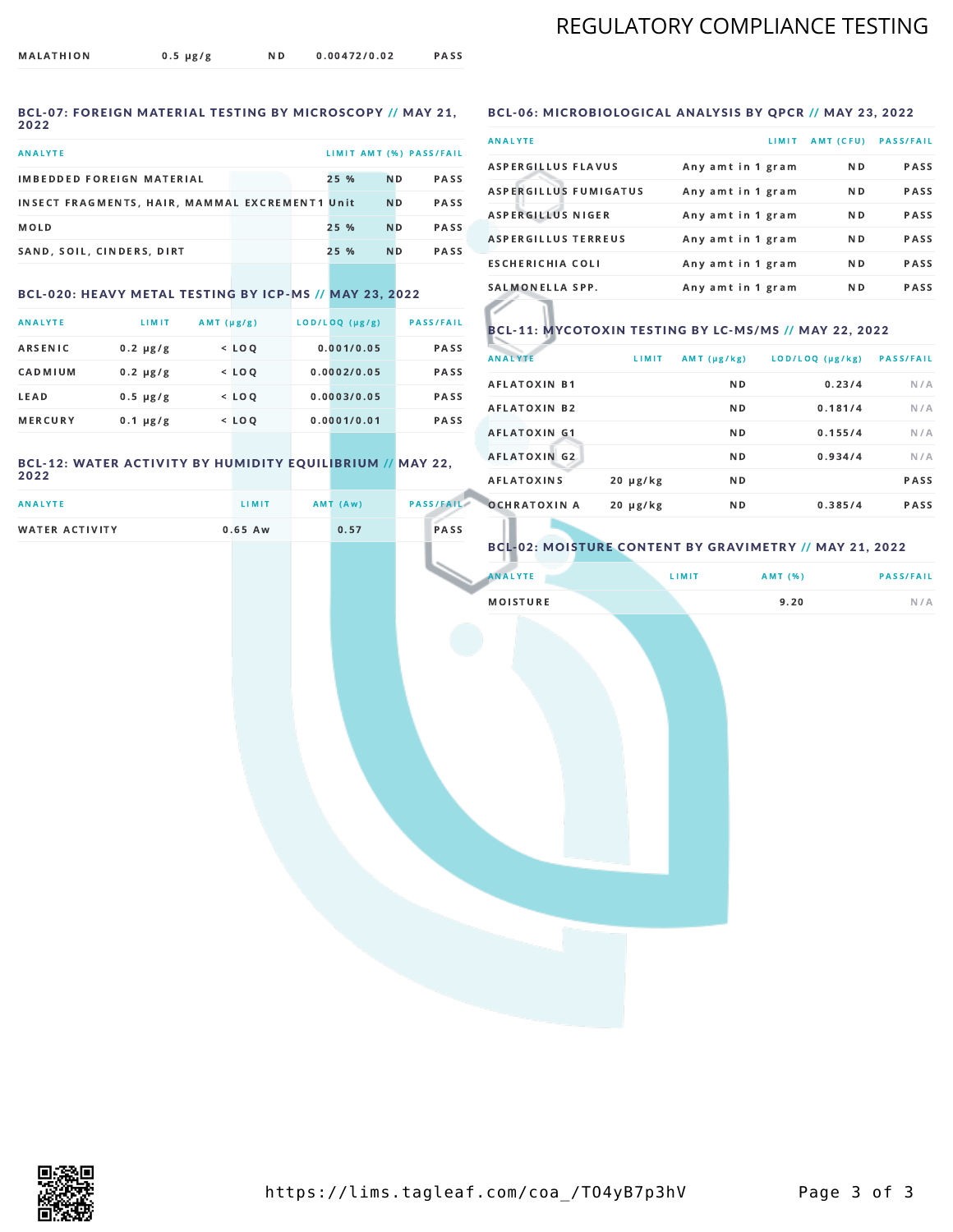# REGULATORY COMPLIANCE TESTING

| | | | | |
|---|---|---|---|---|
| MALATHION | 0.5 µg/g | ND | 0.00472/0.02 | PASS |

## BCL-07: FOREIGN MATERIAL TESTING BY MICROSCOPY // MAY 21, 2022

| ANALYTE | LIMIT | AMT (%) | PASS/FAIL |
|---|---|---|---|
| IMBEDDED FOREIGN MATERIAL | 25 % | ND | PASS |
| INSECT FRAGMENTS, HAIR, MAMMAL EXCREMENT | 1 Unit | ND | PASS |
| MOLD | 25 % | ND | PASS |
| SAND, SOIL, CINDERS, DIRT | 25 % | ND | PASS |

## BCL-020: HEAVY METAL TESTING BY ICP-MS // MAY 23, 2022

| ANALYTE | LIMIT | AMT (µg/g) | LOD/LOQ (µg/g) | PASS/FAIL |
|---|---|---|---|---|
| ARSENIC | 0.2 µg/g | < LOQ | 0.001/0.05 | PASS |
| CADMIUM | 0.2 µg/g | < LOQ | 0.0002/0.05 | PASS |
| LEAD | 0.5 µg/g | < LOQ | 0.0003/0.05 | PASS |
| MERCURY | 0.1 µg/g | < LOQ | 0.0001/0.01 | PASS |

## BCL-12: WATER ACTIVITY BY HUMIDITY EQUILIBRIUM // MAY 22, 2022

| ANALYTE | LIMIT | AMT (Aw) | PASS/FAIL |
|---|---|---|---|
| WATER ACTIVITY | 0.65 Aw | 0.57 | PASS |

## BCL-06: MICROBIOLOGICAL ANALYSIS BY QPCR // MAY 23, 2022

| ANALYTE | LIMIT | AMT (CFU) | PASS/FAIL |
|---|---|---|---|
| ASPERGILLUS FLAVUS | Any amt in 1 gram | ND | PASS |
| ASPERGILLUS FUMIGATUS | Any amt in 1 gram | ND | PASS |
| ASPERGILLUS NIGER | Any amt in 1 gram | ND | PASS |
| ASPERGILLUS TERREUS | Any amt in 1 gram | ND | PASS |
| ESCHERICHIA COLI | Any amt in 1 gram | ND | PASS |
| SALMONELLA SPP. | Any amt in 1 gram | ND | PASS |

## BCL-11: MYCOTOXIN TESTING BY LC-MS/MS // MAY 22, 2022

| ANALYTE | LIMIT | AMT (µg/kg) | LOD/LOQ (µg/kg) | PASS/FAIL |
|---|---|---|---|---|
| AFLATOXIN B1 | | ND | 0.23/4 | N/A |
| AFLATOXIN B2 | | ND | 0.181/4 | N/A |
| AFLATOXIN G1 | | ND | 0.155/4 | N/A |
| AFLATOXIN G2 | | ND | 0.934/4 | N/A |
| AFLATOXINS | 20 µg/kg | ND | | PASS |
| OCHRATOXIN A | 20 µg/kg | ND | 0.385/4 | PASS |

## BCL-02: MOISTURE CONTENT BY GRAVIMETRY // MAY 21, 2022

| ANALYTE | LIMIT | AMT (%) | PASS/FAIL |
|---|---|---|---|
| MOISTURE | | 9.20 | N/A |

https://lims.tagleaf.com/coa_/TO4yB7p3hV